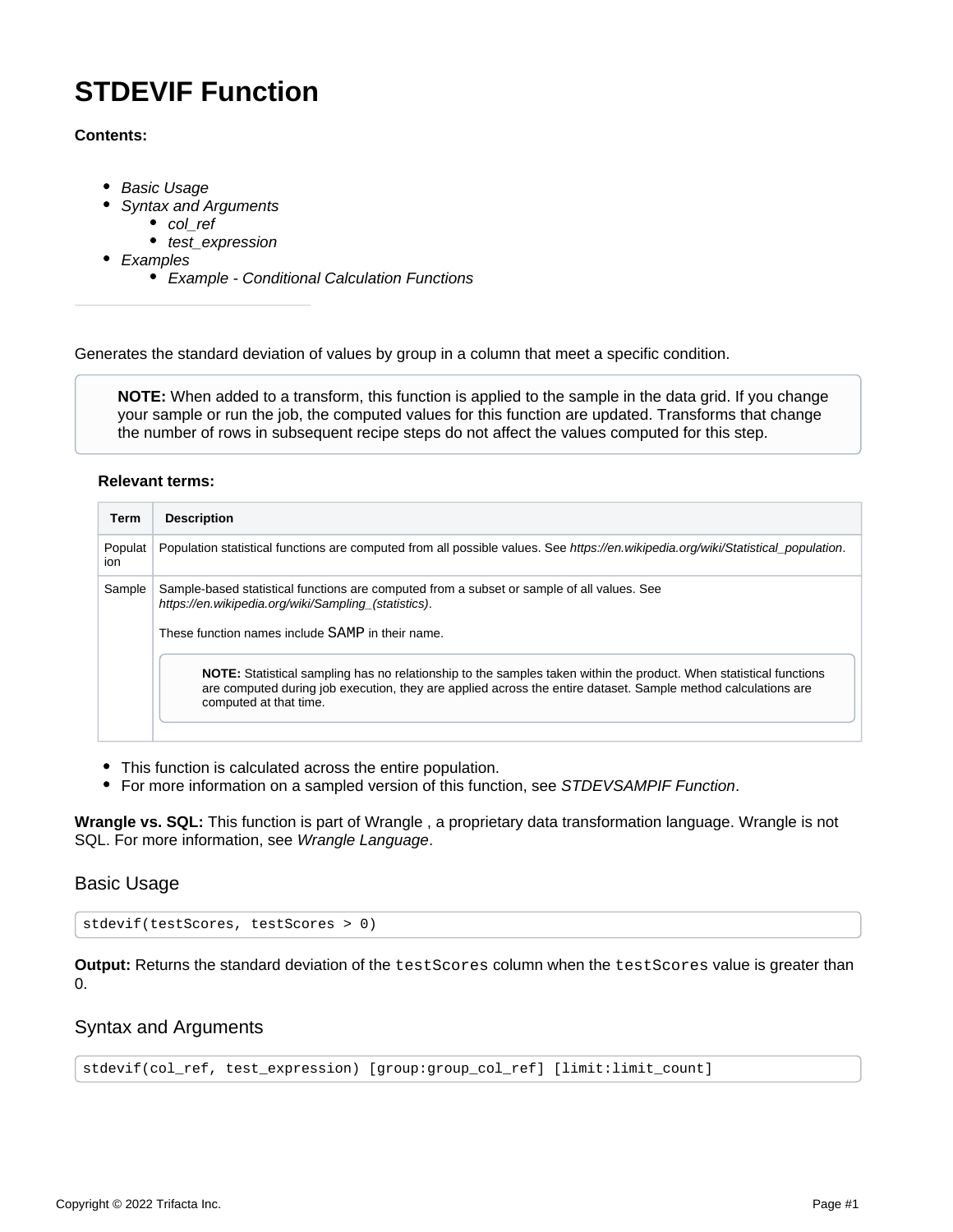# STDEVIF Function

**Contents:**

- *Basic Usage*
- *Syntax and Arguments*
  - *col_ref*
  - *test_expression*
- *Examples*
  - *Example - Conditional Calculation Functions*

---

Generates the standard deviation of values by group in a column that meet a specific condition.

> **NOTE:** When added to a transform, this function is applied to the sample in the data grid. If you change your sample or run the job, the computed values for this function are updated. Transforms that change the number of rows in subsequent recipe steps do not affect the values computed for this step.

**Relevant terms:**

| Term | Description |
| --- | --- |
| Population | Population statistical functions are computed from all possible values. See *https://en.wikipedia.org/wiki/Statistical_population*. |
| Sample | Sample-based statistical functions are computed from a subset or sample of all values. See *https://en.wikipedia.org/wiki/Sampling_(statistics)*. These function names include `SAMP` in their name. **NOTE:** Statistical sampling has no relationship to the samples taken within the product. When statistical functions are computed during job execution, they are applied across the entire dataset. Sample method calculations are computed at that time. |

- This function is calculated across the entire population.
- For more information on a sampled version of this function, see *STDEVSAMPIF Function*.

**Wrangle vs. SQL:** This function is part of Wrangle , a proprietary data transformation language. Wrangle is not SQL. For more information, see *Wrangle Language*.

## Basic Usage

```
stdevif(testScores, testScores > 0)
```

**Output:** Returns the standard deviation of the `testScores` column when the `testScores` value is greater than 0.

## Syntax and Arguments

```
stdevif(col_ref, test_expression) [group:group_col_ref] [limit:limit_count]
```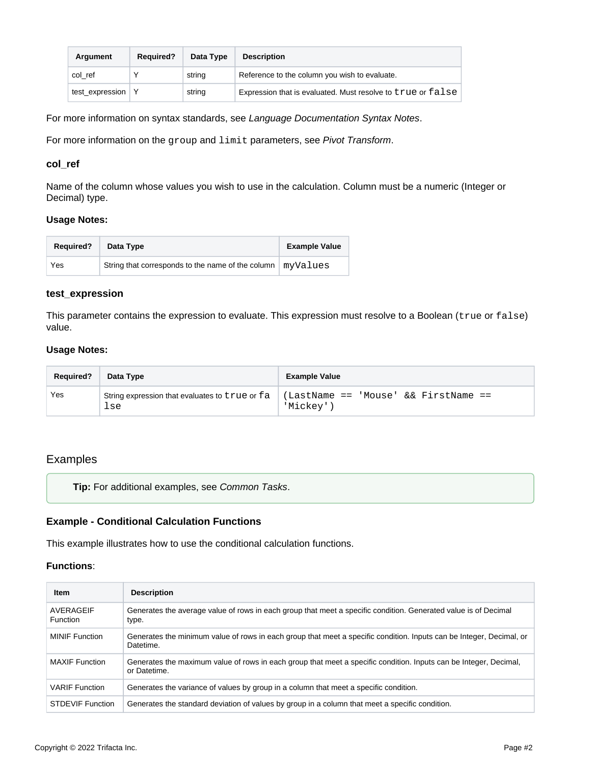| Argument | Required? | Data Type | Description |
| --- | --- | --- | --- |
| col_ref | Y | string | Reference to the column you wish to evaluate. |
| test_expression | Y | string | Expression that is evaluated. Must resolve to `true` or `false` |

For more information on syntax standards, see *Language Documentation Syntax Notes*.

For more information on the `group` and `limit` parameters, see *Pivot Transform*.

### col_ref

Name of the column whose values you wish to use in the calculation. Column must be a numeric (Integer or Decimal) type.

#### Usage Notes:

| Required? | Data Type | Example Value |
| --- | --- | --- |
| Yes | String that corresponds to the name of the column | `myValues` |

### test_expression

This parameter contains the expression to evaluate. This expression must resolve to a Boolean (`true` or `false`) value.

#### Usage Notes:

| Required? | Data Type | Example Value |
| --- | --- | --- |
| Yes | String expression that evaluates to `true` or `false` | `(LastName == 'Mouse' && FirstName == 'Mickey')` |

## Examples

**Tip:** For additional examples, see *Common Tasks*.

### Example - Conditional Calculation Functions

This example illustrates how to use the conditional calculation functions.

**Functions**:

| Item | Description |
| --- | --- |
| AVERAGEIF Function | Generates the average value of rows in each group that meet a specific condition. Generated value is of Decimal type. |
| MINIF Function | Generates the minimum value of rows in each group that meet a specific condition. Inputs can be Integer, Decimal, or Datetime. |
| MAXIF Function | Generates the maximum value of rows in each group that meet a specific condition. Inputs can be Integer, Decimal, or Datetime. |
| VARIF Function | Generates the variance of values by group in a column that meet a specific condition. |
| STDEVIF Function | Generates the standard deviation of values by group in a column that meet a specific condition. |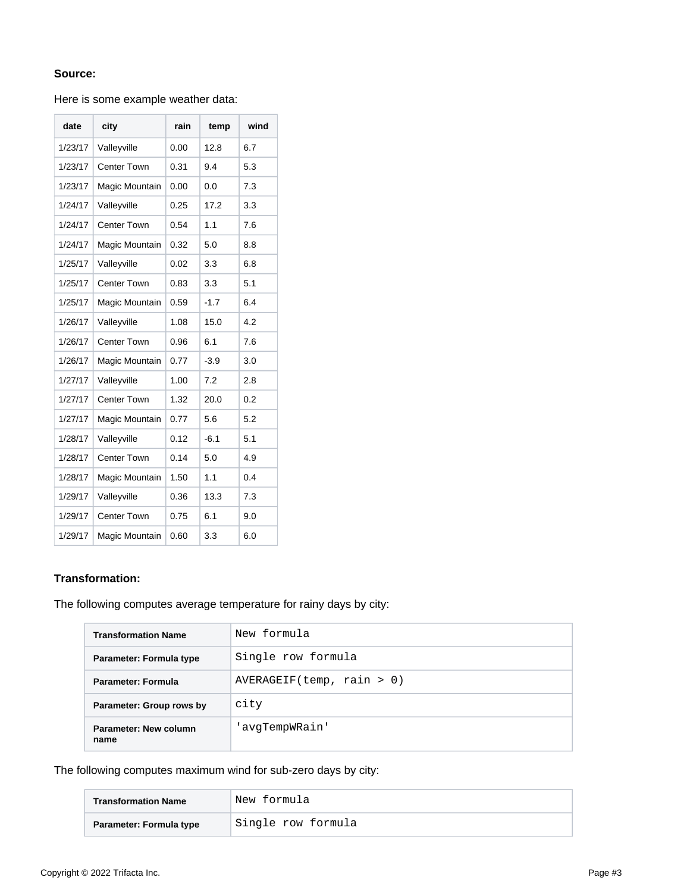**Source:**

Here is some example weather data:

| date | city | rain | temp | wind |
|---|---|---|---|---|
| 1/23/17 | Valleyville | 0.00 | 12.8 | 6.7 |
| 1/23/17 | Center Town | 0.31 | 9.4 | 5.3 |
| 1/23/17 | Magic Mountain | 0.00 | 0.0 | 7.3 |
| 1/24/17 | Valleyville | 0.25 | 17.2 | 3.3 |
| 1/24/17 | Center Town | 0.54 | 1.1 | 7.6 |
| 1/24/17 | Magic Mountain | 0.32 | 5.0 | 8.8 |
| 1/25/17 | Valleyville | 0.02 | 3.3 | 6.8 |
| 1/25/17 | Center Town | 0.83 | 3.3 | 5.1 |
| 1/25/17 | Magic Mountain | 0.59 | -1.7 | 6.4 |
| 1/26/17 | Valleyville | 1.08 | 15.0 | 4.2 |
| 1/26/17 | Center Town | 0.96 | 6.1 | 7.6 |
| 1/26/17 | Magic Mountain | 0.77 | -3.9 | 3.0 |
| 1/27/17 | Valleyville | 1.00 | 7.2 | 2.8 |
| 1/27/17 | Center Town | 1.32 | 20.0 | 0.2 |
| 1/27/17 | Magic Mountain | 0.77 | 5.6 | 5.2 |
| 1/28/17 | Valleyville | 0.12 | -6.1 | 5.1 |
| 1/28/17 | Center Town | 0.14 | 5.0 | 4.9 |
| 1/28/17 | Magic Mountain | 1.50 | 1.1 | 0.4 |
| 1/29/17 | Valleyville | 0.36 | 13.3 | 7.3 |
| 1/29/17 | Center Town | 0.75 | 6.1 | 9.0 |
| 1/29/17 | Magic Mountain | 0.60 | 3.3 | 6.0 |

**Transformation:**

The following computes average temperature for rainy days by city:

| Transformation Name | `New formula` |
|---|---|
| Parameter: Formula type | `Single row formula` |
| Parameter: Formula | `AVERAGEIF(temp, rain > 0)` |
| Parameter: Group rows by | `city` |
| Parameter: New column name | `'avgTempWRain'` |

The following computes maximum wind for sub-zero days by city:

| Transformation Name | `New formula` |
|---|---|
| Parameter: Formula type | `Single row formula` |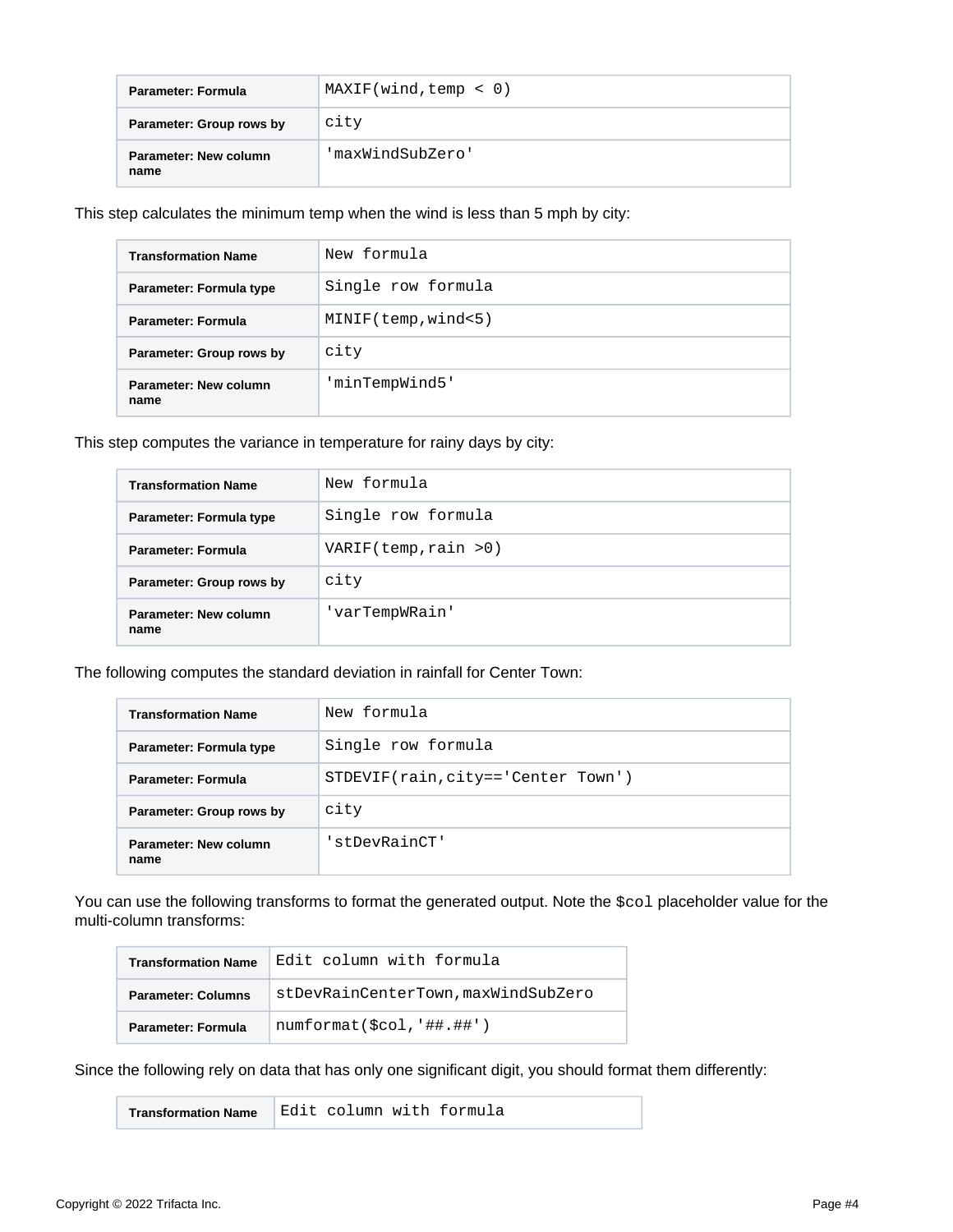| | |
|---|---|
| Parameter: Formula | MAXIF(wind,temp < 0) |
| Parameter: Group rows by | city |
| Parameter: New column name | 'maxWindSubZero' |

This step calculates the minimum temp when the wind is less than 5 mph by city:

| | |
|---|---|
| Transformation Name | New formula |
| Parameter: Formula type | Single row formula |
| Parameter: Formula | MINIF(temp,wind<5) |
| Parameter: Group rows by | city |
| Parameter: New column name | 'minTempWind5' |

This step computes the variance in temperature for rainy days by city:

| | |
|---|---|
| Transformation Name | New formula |
| Parameter: Formula type | Single row formula |
| Parameter: Formula | VARIF(temp,rain >0) |
| Parameter: Group rows by | city |
| Parameter: New column name | 'varTempWRain' |

The following computes the standard deviation in rainfall for Center Town:

| | |
|---|---|
| Transformation Name | New formula |
| Parameter: Formula type | Single row formula |
| Parameter: Formula | STDEVIF(rain,city=='Center Town') |
| Parameter: Group rows by | city |
| Parameter: New column name | 'stDevRainCT' |

You can use the following transforms to format the generated output. Note the `$col` placeholder value for the multi-column transforms:

| | |
|---|---|
| Transformation Name | Edit column with formula |
| Parameter: Columns | stDevRainCenterTown,maxWindSubZero |
| Parameter: Formula | numformat($col,'##.##') |

Since the following rely on data that has only one significant digit, you should format them differently:

| | |
|---|---|
| Transformation Name | Edit column with formula |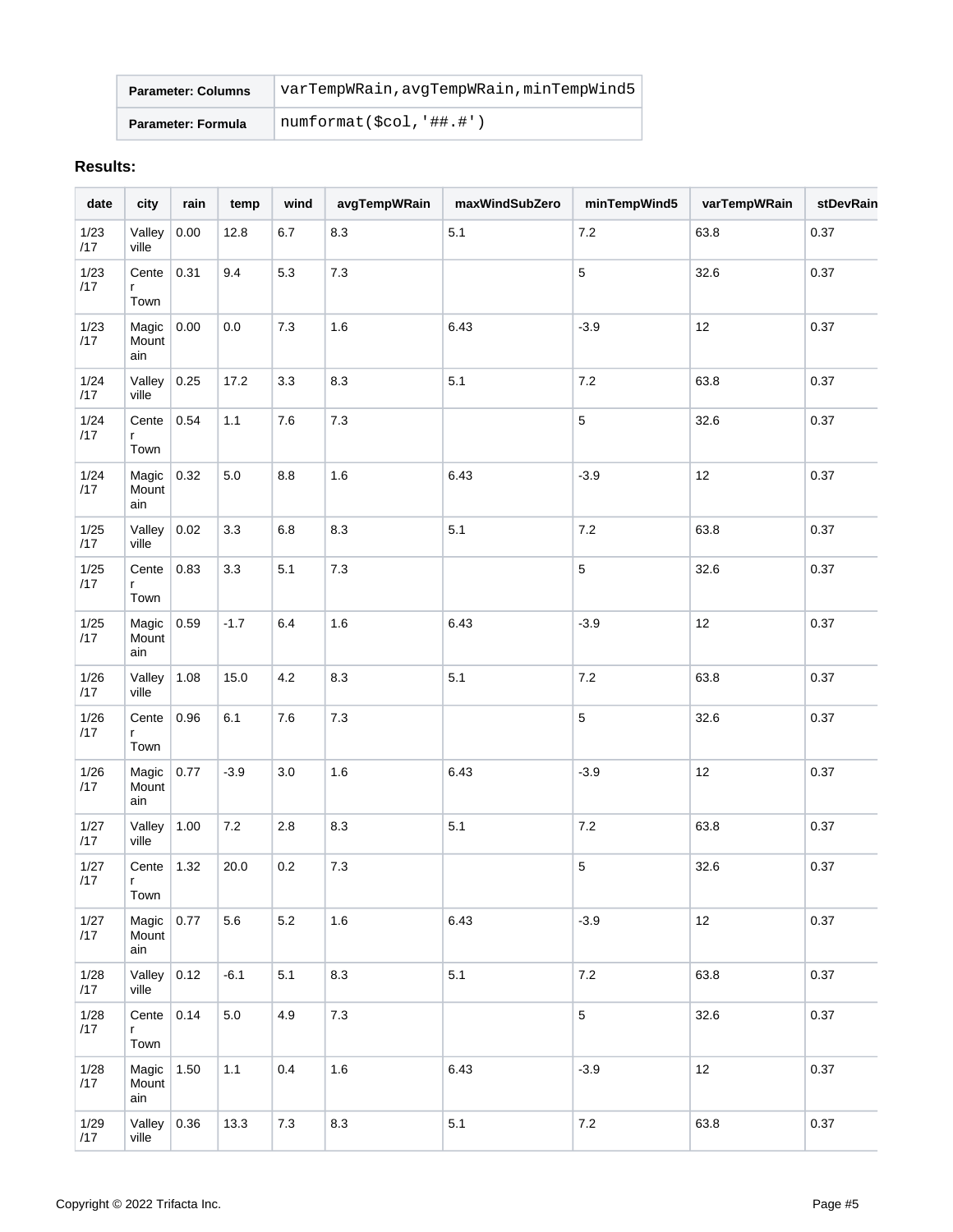| Parameter: Columns | varTempWRain,avgTempWRain,minTempWind5 |
| --- | --- |
| Parameter: Formula | numformat($col,'##.#') |

**Results:**

| date | city | rain | temp | wind | avgTempWRain | maxWindSubZero | minTempWind5 | varTempWRain | stDevRain |
| --- | --- | --- | --- | --- | --- | --- | --- | --- | --- |
| 1/23/17 | Valleyville | 0.00 | 12.8 | 6.7 | 8.3 | 5.1 | 7.2 | 63.8 | 0.37 |
| 1/23/17 | Center Town | 0.31 | 9.4 | 5.3 | 7.3 | | 5 | 32.6 | 0.37 |
| 1/23/17 | Magic Mountain | 0.00 | 0.0 | 7.3 | 1.6 | 6.43 | -3.9 | 12 | 0.37 |
| 1/24/17 | Valleyville | 0.25 | 17.2 | 3.3 | 8.3 | 5.1 | 7.2 | 63.8 | 0.37 |
| 1/24/17 | Center Town | 0.54 | 1.1 | 7.6 | 7.3 | | 5 | 32.6 | 0.37 |
| 1/24/17 | Magic Mountain | 0.32 | 5.0 | 8.8 | 1.6 | 6.43 | -3.9 | 12 | 0.37 |
| 1/25/17 | Valleyville | 0.02 | 3.3 | 6.8 | 8.3 | 5.1 | 7.2 | 63.8 | 0.37 |
| 1/25/17 | Center Town | 0.83 | 3.3 | 5.1 | 7.3 | | 5 | 32.6 | 0.37 |
| 1/25/17 | Magic Mountain | 0.59 | -1.7 | 6.4 | 1.6 | 6.43 | -3.9 | 12 | 0.37 |
| 1/26/17 | Valleyville | 1.08 | 15.0 | 4.2 | 8.3 | 5.1 | 7.2 | 63.8 | 0.37 |
| 1/26/17 | Center Town | 0.96 | 6.1 | 7.6 | 7.3 | | 5 | 32.6 | 0.37 |
| 1/26/17 | Magic Mountain | 0.77 | -3.9 | 3.0 | 1.6 | 6.43 | -3.9 | 12 | 0.37 |
| 1/27/17 | Valleyville | 1.00 | 7.2 | 2.8 | 8.3 | 5.1 | 7.2 | 63.8 | 0.37 |
| 1/27/17 | Center Town | 1.32 | 20.0 | 0.2 | 7.3 | | 5 | 32.6 | 0.37 |
| 1/27/17 | Magic Mountain | 0.77 | 5.6 | 5.2 | 1.6 | 6.43 | -3.9 | 12 | 0.37 |
| 1/28/17 | Valleyville | 0.12 | -6.1 | 5.1 | 8.3 | 5.1 | 7.2 | 63.8 | 0.37 |
| 1/28/17 | Center Town | 0.14 | 5.0 | 4.9 | 7.3 | | 5 | 32.6 | 0.37 |
| 1/28/17 | Magic Mountain | 1.50 | 1.1 | 0.4 | 1.6 | 6.43 | -3.9 | 12 | 0.37 |
| 1/29/17 | Valleyville | 0.36 | 13.3 | 7.3 | 8.3 | 5.1 | 7.2 | 63.8 | 0.37 |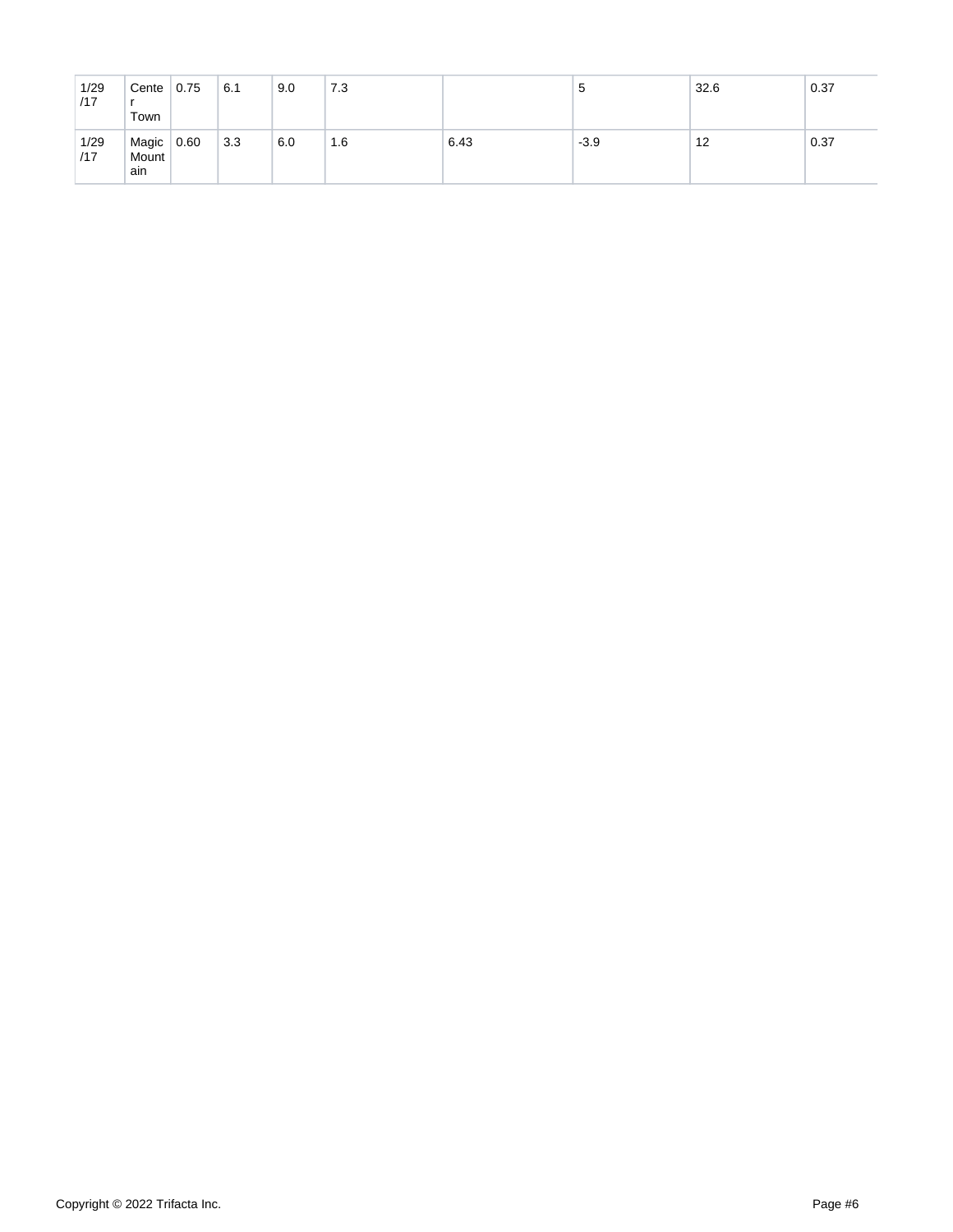| | | | | | | | | | |
|---|---|---|---|---|---|---|---|---|---|
| 1/29/17 | Center Town | 0.75 | 6.1 | 9.0 | 7.3 | | 5 | 32.6 | 0.37 |
| 1/29/17 | Magic Mountain | 0.60 | 3.3 | 6.0 | 1.6 | 6.43 | -3.9 | 12 | 0.37 |

Copyright © 2022 Trifacta Inc.